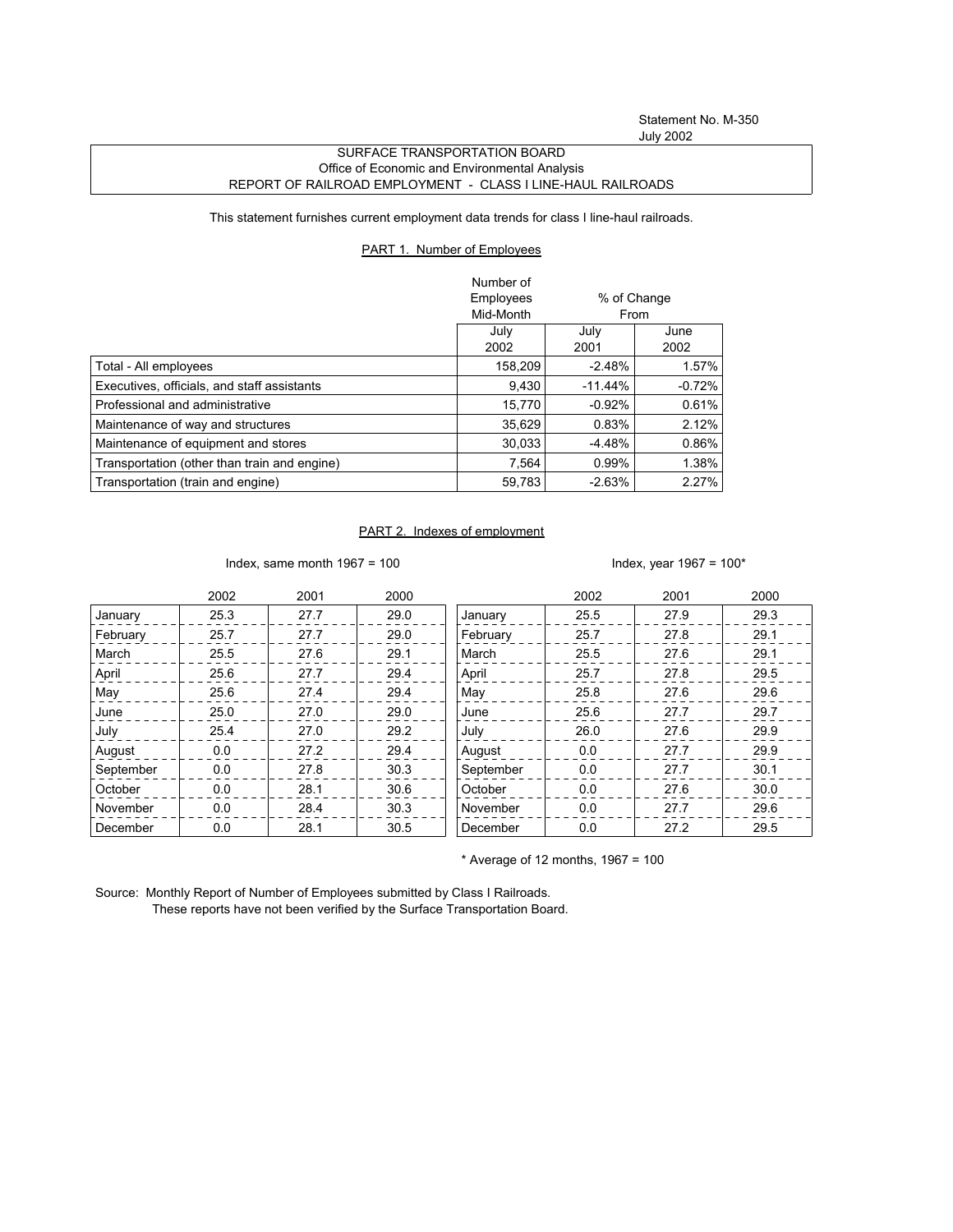Statement No. M-350
July 2002

SURFACE TRANSPORTATION BOARD
Office of Economic and Environmental Analysis
REPORT OF RAILROAD EMPLOYMENT - CLASS I LINE-HAUL RAILROADS

This statement furnishes current employment data trends for class I line-haul railroads.

## PART 1. Number of Employees

| | Number of Employees Mid-Month | % of Change From | |
|---|---|---|---|
| | July 2002 | July 2001 | June 2002 |
| Total - All employees | 158,209 | -2.48% | 1.57% |
| Executives, officials, and staff assistants | 9,430 | -11.44% | -0.72% |
| Professional and administrative | 15,770 | -0.92% | 0.61% |
| Maintenance of way and structures | 35,629 | 0.83% | 2.12% |
| Maintenance of equipment and stores | 30,033 | -4.48% | 0.86% |
| Transportation (other than train and engine) | 7,564 | 0.99% | 1.38% |
| Transportation (train and engine) | 59,783 | -2.63% | 2.27% |

## PART 2. Indexes of employment

Index, same month 1967 = 100

| | 2002 | 2001 | 2000 |
|---|---|---|---|
| January | 25.3 | 27.7 | 29.0 |
| February | 25.7 | 27.7 | 29.0 |
| March | 25.5 | 27.6 | 29.1 |
| April | 25.6 | 27.7 | 29.4 |
| May | 25.6 | 27.4 | 29.4 |
| June | 25.0 | 27.0 | 29.0 |
| July | 25.4 | 27.0 | 29.2 |
| August | 0.0 | 27.2 | 29.4 |
| September | 0.0 | 27.8 | 30.3 |
| October | 0.0 | 28.1 | 30.6 |
| November | 0.0 | 28.4 | 30.3 |
| December | 0.0 | 28.1 | 30.5 |

Index, year 1967 = 100*

| | 2002 | 2001 | 2000 |
|---|---|---|---|
| January | 25.5 | 27.9 | 29.3 |
| February | 25.7 | 27.8 | 29.1 |
| March | 25.5 | 27.6 | 29.1 |
| April | 25.7 | 27.8 | 29.5 |
| May | 25.8 | 27.6 | 29.6 |
| June | 25.6 | 27.7 | 29.7 |
| July | 26.0 | 27.6 | 29.9 |
| August | 0.0 | 27.7 | 29.9 |
| September | 0.0 | 27.7 | 30.1 |
| October | 0.0 | 27.6 | 30.0 |
| November | 0.0 | 27.7 | 29.6 |
| December | 0.0 | 27.2 | 29.5 |

* Average of 12 months, 1967 = 100

Source: Monthly Report of Number of Employees submitted by Class I Railroads.
These reports have not been verified by the Surface Transportation Board.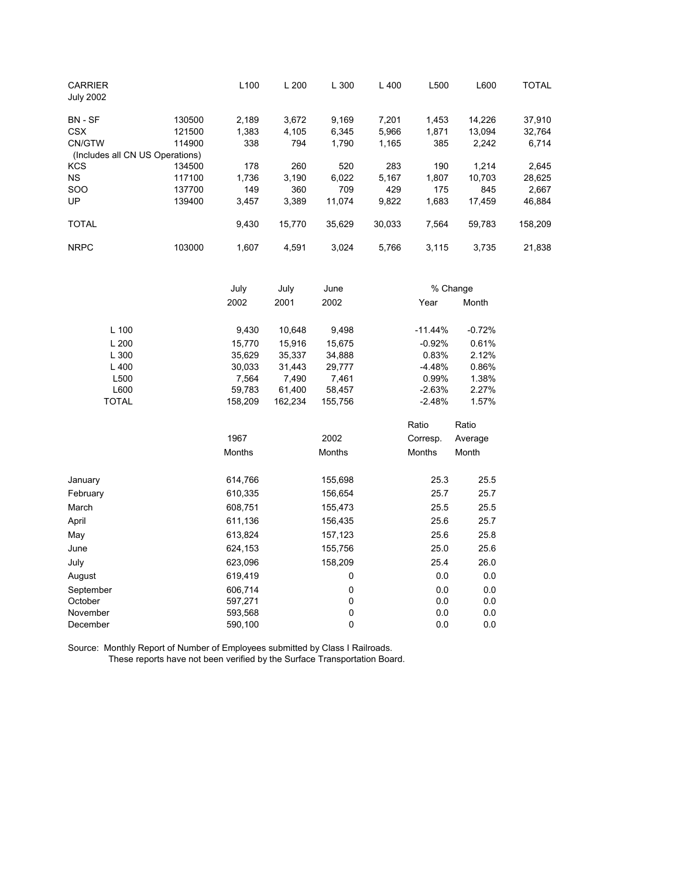| CARRIER<br>July 2002 | | L100 | L 200 | L 300 | L 400 | L500 | L600 | TOTAL |
|---|---|---|---|---|---|---|---|---|
| BN - SF | 130500 | 2,189 | 3,672 | 9,169 | 7,201 | 1,453 | 14,226 | 37,910 |
| CSX | 121500 | 1,383 | 4,105 | 6,345 | 5,966 | 1,871 | 13,094 | 32,764 |
| CN/GTW | 114900 | 338 | 794 | 1,790 | 1,165 | 385 | 2,242 | 6,714 |
| (Includes all CN US Operations) | | | | | | | | |
| KCS | 134500 | 178 | 260 | 520 | 283 | 190 | 1,214 | 2,645 |
| NS | 117100 | 1,736 | 3,190 | 6,022 | 5,167 | 1,807 | 10,703 | 28,625 |
| SOO | 137700 | 149 | 360 | 709 | 429 | 175 | 845 | 2,667 |
| UP | 139400 | 3,457 | 3,389 | 11,074 | 9,822 | 1,683 | 17,459 | 46,884 |
| TOTAL | | 9,430 | 15,770 | 35,629 | 30,033 | 7,564 | 59,783 | 158,209 |
| NRPC | 103000 | 1,607 | 4,591 | 3,024 | 5,766 | 3,115 | 3,735 | 21,838 |

| | July | July | June | % Change | |
|---|---|---|---|---|---|
| | 2002 | 2001 | 2002 | Year | Month |
| L 100 | 9,430 | 10,648 | 9,498 | -11.44% | -0.72% |
| L 200 | 15,770 | 15,916 | 15,675 | -0.92% | 0.61% |
| L 300 | 35,629 | 35,337 | 34,888 | 0.83% | 2.12% |
| L 400 | 30,033 | 31,443 | 29,777 | -4.48% | 0.86% |
| L500 | 7,564 | 7,490 | 7,461 | 0.99% | 1.38% |
| L600 | 59,783 | 61,400 | 58,457 | -2.63% | 2.27% |
| TOTAL | 158,209 | 162,234 | 155,756 | -2.48% | 1.57% |

| | 1967<br>Months | 2002<br>Months | Ratio<br>Corresp.<br>Months | Ratio<br>Average<br>Month |
|---|---|---|---|---|
| January | 614,766 | 155,698 | 25.3 | 25.5 |
| February | 610,335 | 156,654 | 25.7 | 25.7 |
| March | 608,751 | 155,473 | 25.5 | 25.5 |
| April | 611,136 | 156,435 | 25.6 | 25.7 |
| May | 613,824 | 157,123 | 25.6 | 25.8 |
| June | 624,153 | 155,756 | 25.0 | 25.6 |
| July | 623,096 | 158,209 | 25.4 | 26.0 |
| August | 619,419 | 0 | 0.0 | 0.0 |
| September | 606,714 | 0 | 0.0 | 0.0 |
| October | 597,271 | 0 | 0.0 | 0.0 |
| November | 593,568 | 0 | 0.0 | 0.0 |
| December | 590,100 | 0 | 0.0 | 0.0 |

Source: Monthly Report of Number of Employees submitted by Class I Railroads.
These reports have not been verified by the Surface Transportation Board.